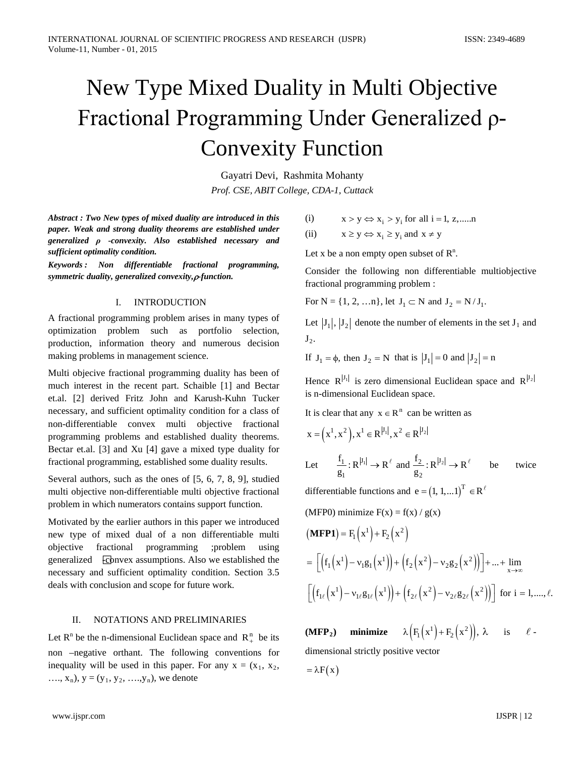# New Type Mixed Duality in Multi Objective Fractional Programming Under Generalized ρ-Convexity Function

Gayatri Devi, Rashmita Mohanty

*Prof. CSE, ABIT College, CDA-1, Cuttack*

***Abstract : Two New types of mixed duality are introduced in this paper. Weak and strong duality theorems are established under generalized ρ -convexity. Also established necessary and sufficient optimality condition.***

***Keywords : Non differentiable fractional programming, symmetric duality, generalized convexity, ρ-function.***

## I. INTRODUCTION

A fractional programming problem arises in many types of optimization problem such as portfolio selection, production, information theory and numerous decision making problems in management science.

Multi objecive fractional programming duality has been of much interest in the recent part. Schaible [1] and Bectar et.al. [2] derived Fritz John and Karush-Kuhn Tucker necessary, and sufficient optimality condition for a class of non-differentiable convex multi objective fractional programming problems and established duality theorems. Bectar et.al. [3] and Xu [4] gave a mixed type duality for fractional programming, established some duality results.

Several authors, such as the ones of [5, 6, 7, 8, 9], studied multi objective non-differentiable multi objective fractional problem in which numerators contains support function.

Motivated by the earlier authors in this paper we introduced new type of mixed dual of a non differentiable multi objective fractional programming ;problem using generalized ρ-convex assumptions. Also we established the necessary and sufficient optimality condition. Section 3.5 deals with conclusion and scope for future work.

## II. NOTATIONS AND PRELIMINARIES

Let $R^n$ be the n-dimensional Euclidean space and $R^n_+$ be its non –negative orthant. The following conventions for inequality will be used in this paper. For any x = ($x_1$, $x_2$, …., $x_n$), y = ($y_1$, $y_2$, ….,$y_n$), we denote

(i) $x > y \Leftrightarrow x_i > y_i$ for all $i = 1, z, .....n$

(ii) $x \geq y \Leftrightarrow x_i \geq y_i$ and $x \neq y$

Let x be a non empty open subset of $R^n$.

Consider the following non differentiable multiobjective fractional programming problem :

For N = {1, 2, …n}, let $J_1 \subset N$ and $J_2 = N / J_1$.

Let $|J_1|, |J_2|$ denote the number of elements in the set $J_1$ and $J_2$.

If $J_1 = \phi$, then $J_2 = N$ that is $|J_1| = 0$ and $|J_2| = n$

Hence $R^{|J_1|}$ is zero dimensional Euclidean space and $R^{|J_2|}$ is n-dimensional Euclidean space.

It is clear that any $x \in R^n$ can be written as

$$x = \left(x^1, x^2\right), x^1 \in R^{|J_1|}, x^2 \in R^{|J_2|}$$

Let $\frac{f_1}{g_1} : R^{|J_1|} \to R^\ell$ and $\frac{f_2}{g_2} : R^{|J_2|} \to R^\ell$ be twice differentiable functions and $e = (1, 1, ...1)^T \in R^\ell$

(MFP0) minimize F(x) = f(x) / g(x)

$$(\textbf{MFP1}) = F_1\left(x^1\right) + F_2\left(x^2\right)$$

$$= \left[\left(f_1\left(x^1\right) - \nu_1 g_1\left(x^1\right)\right) + \left(f_2\left(x^2\right) - \nu_2 g_2\left(x^2\right)\right)\right] + ... + \lim_{x\to\infty}$$

$$\left[\left(f_{1\ell}\left(x^1\right) - \nu_{1\ell} g_{1\ell}\left(x^1\right)\right) + \left(f_{2\ell}\left(x^2\right) - \nu_{2\ell} g_{2\ell}\left(x^2\right)\right)\right] \text{ for } i = 1, ...., \ell.$$

**(MFP$_2$) minimize** $\lambda\left(F_1\left(x^1\right) + F_2\left(x^2\right)\right)$, $\lambda$ is $\ell$-dimensional strictly positive vector

$= \lambda F(x)$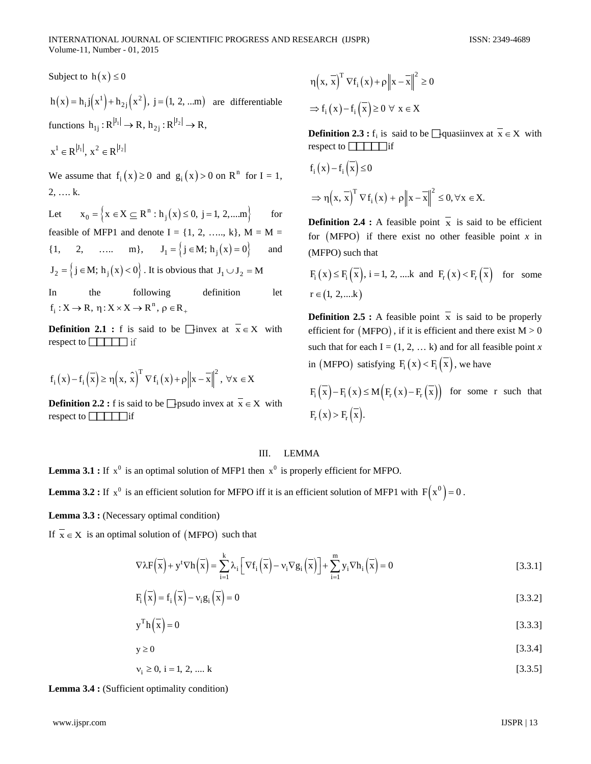Subject to $h(x) \le 0$

$h(x) = h_i j(x^1) + h_{2j}(x^2),\ j = (1, 2, ...m)$ are differentiable functions $h_{1j} : R^{|J_1|} \to R,\ h_{2j} : R^{|J_2|} \to R,$

$x^1 \in R^{|J_1|},\ x^2 \in R^{|J_2|}$

We assume that $f_i(x) \ge 0$ and $g_i(x) > 0$ on $R^n$ for I = 1, 2, …. k.

Let $x_0 = \{x \in X \subseteq R^n : h_j(x) \le 0,\ j = 1, 2, ....m\}$ for feasible of MFP1 and denote I = {1, 2, ….., k}, M = M = {1, 2, ….. m}, $J_1 = \{j \in M;\ h_j(x) = 0\}$ and $J_2 = \{j \in M;\ h_j(x) < 0\}$. It is obvious that $J_1 \cup J_2 = M$

In the following definition let $f_i : X \to R,\ \eta : X \times X \to R^n,\ \rho \in R_+$

**Definition 2.1 :** f is said to be □-invex at $\bar{x} \in X$ with respect to □□□□□ if

$$f_i(x) - f_i(\bar{x}) \ge \eta(x, \hat{x})^T \nabla f_i(x) + \rho\left\|x - \bar{x}\right\|^2,\ \forall x \in X$$

**Definition 2.2 :** f is said to be □-psudo invex at $\bar{x} \in X$ with respect to □□□□□if

$$\eta(x, \bar{x})^T \nabla f_i(x) + \rho\left\|x - \bar{x}\right\|^2 \ge 0$$

$$\Rightarrow f_i(x) - f_i(\bar{x}) \ge 0\ \forall\ x \in X$$

**Definition 2.3 :** $f_i$ is said to be □-quasiinvex at $\bar{x} \in X$ with respect to □□□□□if

$$f_i(x) - f_i(\bar{x}) \le 0$$

$$\Rightarrow \eta(x, \bar{x})^T \nabla f_i(x) + \rho\left\|x - \bar{x}\right\|^2 \le 0, \forall x \in X.$$

**Definition 2.4 :** A feasible point $\bar{x}$ is said to be efficient for (MFPO) if there exist no other feasible point *x* in (MFPO) such that

$F_i(x) \le F_i(\bar{x}),\ i = 1, 2, ....k$ and $F_r(x) < F_r(\bar{x})$ for some $r \in (1, 2, ....k)$

**Definition 2.5 :** A feasible point $\bar{x}$ is said to be properly efficient for (MFPO), if it is efficient and there exist M > 0 such that for each I = (1, 2, … k) and for all feasible point *x* in (MFPO) satisfying $F_i(x) < F_i(\bar{x})$, we have

$F_i(\bar{x}) - F_i(x) \le M\left(F_r(x) - F_r(\bar{x})\right)$ for some r such that $F_r(x) > F_r(\bar{x})$.

## III. LEMMA

**Lemma 3.1 :** If $x^0$ is an optimal solution of MFP1 then $x^0$ is properly efficient for MFPO.

**Lemma 3.2 :** If $x^0$ is an efficient solution for MFPO iff it is an efficient solution of MFP1 with $F(x^0) = 0$.

**Lemma 3.3 :** (Necessary optimal condition)

If $\bar{x} \in X$ is an optimal solution of (MFPO) such that

$$\nabla \lambda F(\bar{x}) + y^t \nabla h(\bar{x}) = \sum_{i=1}^{k} \lambda_i\left[\nabla f_i(\bar{x}) - \nu_i \nabla g_i(\bar{x})\right] + \sum_{i=1}^{m} y_i \nabla h_i(\bar{x}) = 0 \quad [3.3.1]$$

$$F_i(\bar{x}) = f_i(\bar{x}) - \nu_i g_i(\bar{x}) = 0 \quad [3.3.2]$$

$$y^T h(\bar{x}) = 0 \quad [3.3.3]$$

$$y \ge 0 \quad [3.3.4]$$

$$\nu_i \ge 0,\ i = 1, 2, ....\ k \quad [3.3.5]$$

**Lemma 3.4 :** (Sufficient optimality condition)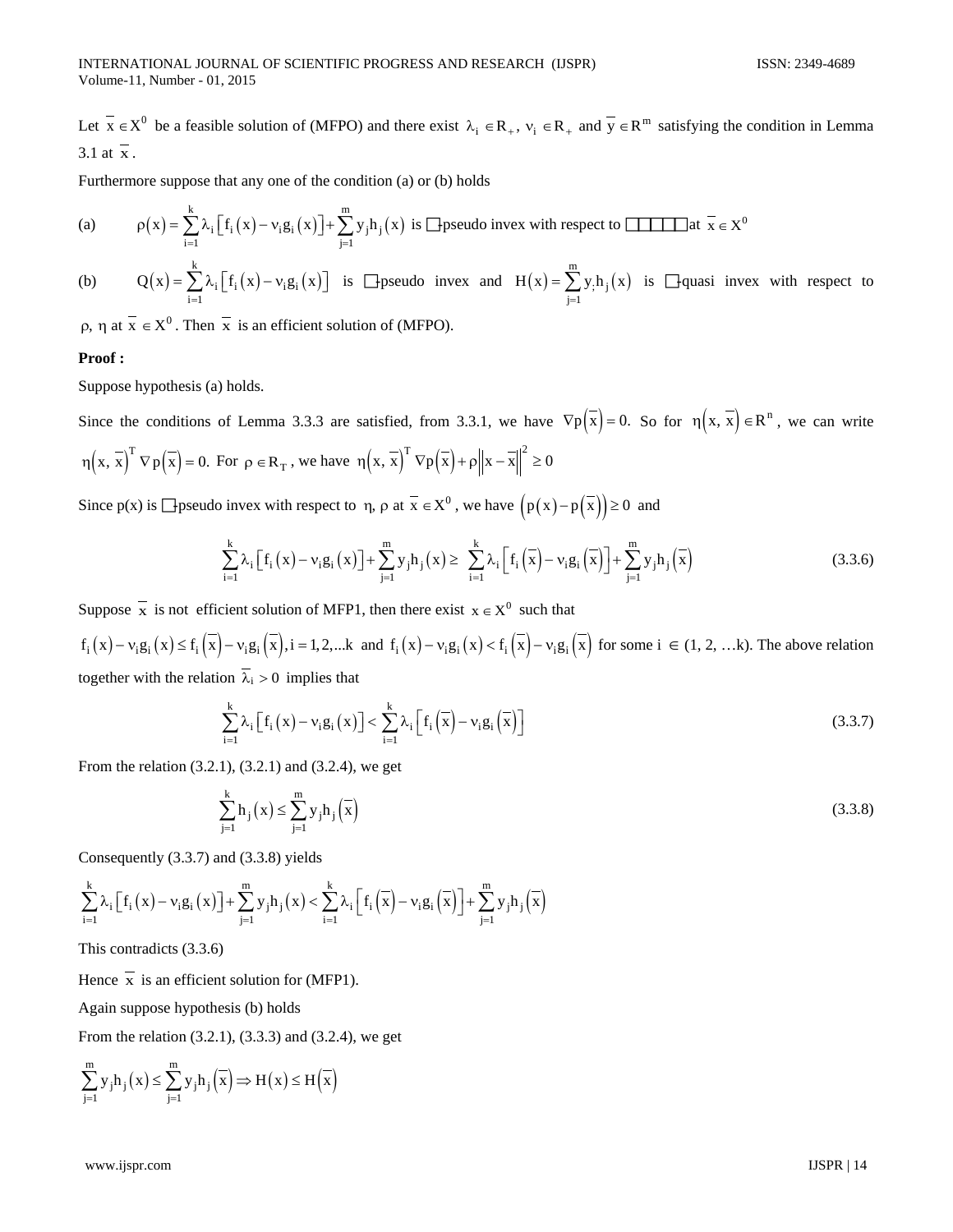Let $\bar{x} \in X^0$ be a feasible solution of (MFPO) and there exist $\lambda_i \in R_+$, $\nu_i \in R_+$ and $\bar{y} \in R^m$ satisfying the condition in Lemma 3.1 at $\bar{x}$.

Furthermore suppose that any one of the condition (a) or (b) holds

(a) $\rho(x) = \sum_{i=1}^{k} \lambda_i \left[ f_i(x) - \nu_i g_i(x) \right] + \sum_{j=1}^{m} y_j h_j(x)$ is □-pseudo invex with respect to □□□□□at $\bar{x} \in X^0$

(b) $Q(x) = \sum_{i=1}^{k} \lambda_i \left[ f_i(x) - \nu_i g_i(x) \right]$ is □-pseudo invex and $H(x) = \sum_{j=1}^{m} y_j h_j(x)$ is □-quasi invex with respect to $\rho$, $\eta$ at $\bar{x} \in X^0$. Then $\bar{x}$ is an efficient solution of (MFPO).

**Proof :**

Suppose hypothesis (a) holds.

Since the conditions of Lemma 3.3.3 are satisfied, from 3.3.1, we have $\nabla p(\bar{x}) = 0.$ So for $\eta(x, \bar{x}) \in R^n$, we can write $\eta(x, \bar{x})^T \nabla p(\bar{x}) = 0.$ For $\rho \in R_T$, we have $\eta(x, \bar{x})^T \nabla p(\bar{x}) + \rho \left\| x - \bar{x} \right\|^2 \geq 0$

Since p(x) is □-pseudo invex with respect to $\eta$, $\rho$ at $\bar{x} \in X^0$, we have $\left(p(x) - p(\bar{x})\right) \geq 0$ and

$$\sum_{i=1}^{k} \lambda_i \left[ f_i(x) - \nu_i g_i(x) \right] + \sum_{j=1}^{m} y_j h_j(x) \geq \sum_{i=1}^{k} \lambda_i \left[ f_i(\bar{x}) - \nu_i g_i(\bar{x}) \right] + \sum_{j=1}^{m} y_j h_j(\bar{x}) \tag{3.3.6}$$

Suppose $\bar{x}$ is not efficient solution of MFP1, then there exist $x \in X^0$ such that

$f_i(x) - \nu_i g_i(x) \leq f_i(\bar{x}) - \nu_i g_i(\bar{x}), i = 1, 2, ...k$ and $f_i(x) - \nu_i g_i(x) < f_i(\bar{x}) - \nu_i g_i(\bar{x})$ for some i $\in$ (1, 2, …k). The above relation together with the relation $\bar{\lambda}_i > 0$ implies that

$$\sum_{i=1}^{k} \lambda_i \left[ f_i(x) - \nu_i g_i(x) \right] < \sum_{i=1}^{k} \lambda_i \left[ f_i(\bar{x}) - \nu_i g_i(\bar{x}) \right] \tag{3.3.7}$$

From the relation (3.2.1), (3.2.1) and (3.2.4), we get

$$\sum_{j=1}^{k} h_j(x) \leq \sum_{j=1}^{m} y_j h_j(\bar{x}) \tag{3.3.8}$$

Consequently (3.3.7) and (3.3.8) yields

$$\sum_{i=1}^{k} \lambda_i \left[ f_i(x) - \nu_i g_i(x) \right] + \sum_{j=1}^{m} y_j h_j(x) < \sum_{i=1}^{k} \lambda_i \left[ f_i(\bar{x}) - \nu_i g_i(\bar{x}) \right] + \sum_{j=1}^{m} y_j h_j(\bar{x})$$

This contradicts (3.3.6)

Hence $\bar{x}$ is an efficient solution for (MFP1).

Again suppose hypothesis (b) holds

From the relation (3.2.1), (3.3.3) and (3.2.4), we get

$$\sum_{j=1}^{m} y_j h_j(x) \leq \sum_{j=1}^{m} y_j h_j(\bar{x}) \Rightarrow H(x) \leq H(\bar{x})$$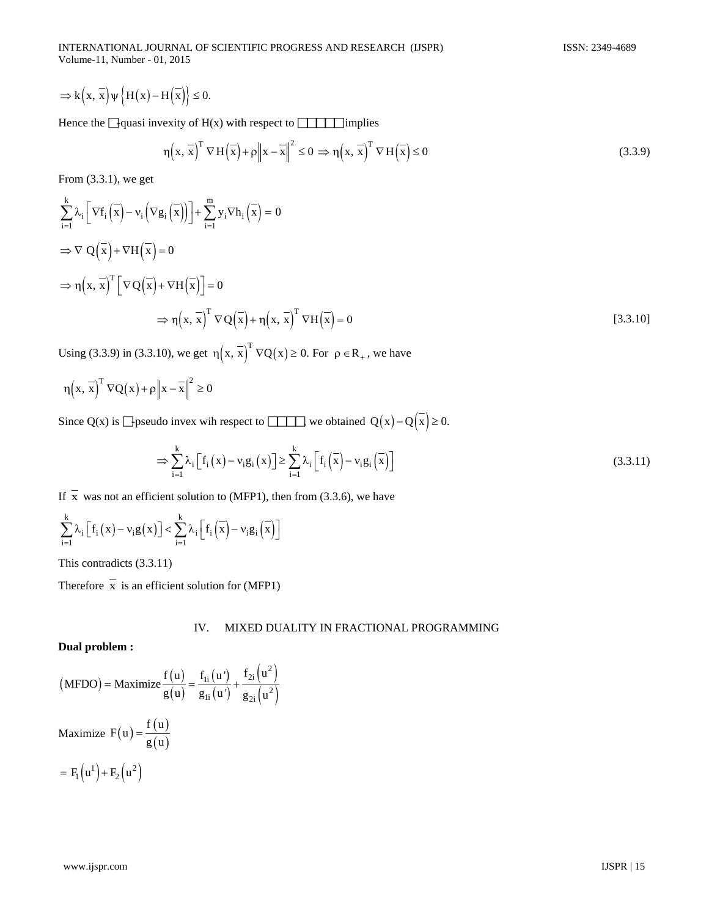$$\Rightarrow k\left(x,\ \overline{x}\right)\psi\left\{H(x)-H\left(\overline{x}\right)\right\} \le 0.$$

Hence the □-quasi invexity of H(x) with respect to □□□□□ implies

$$\eta\left(x,\ \overline{x}\right)^T \nabla H\left(\overline{x}\right)+\rho\left\|x-\overline{x}\right\|^2 \le 0 \Rightarrow \eta\left(x,\ \overline{x}\right)^T \nabla H\left(\overline{x}\right) \le 0 \tag{3.3.9}$$

From (3.3.1), we get

$$\sum_{i=1}^{k}\lambda_i\left[\nabla f_i\left(\overline{x}\right)-\nu_i\left(\nabla g_i\left(\overline{x}\right)\right)\right]+\sum_{i=1}^{m}y_i\nabla h_i\left(\overline{x}\right)=0$$

$$\Rightarrow \nabla\ Q\left(\overline{x}\right)+\nabla H\left(\overline{x}\right)=0$$

$$\Rightarrow \eta\left(x,\ \overline{x}\right)^T\left[\nabla Q\left(\overline{x}\right)+\nabla H\left(\overline{x}\right)\right]=0$$

$$\Rightarrow \eta\left(x,\ \overline{x}\right)^T \nabla Q\left(\overline{x}\right)+\eta\left(x,\ \overline{x}\right)^T \nabla H\left(\overline{x}\right)=0 \tag{3.3.10}$$

Using (3.3.9) in (3.3.10), we get $\eta\left(x,\ \overline{x}\right)^T \nabla Q(x) \ge 0$. For $\rho \in R_+$, we have

$$\eta\left(x,\ \overline{x}\right)^T \nabla Q(x)+\rho\left\|x-\overline{x}\right\|^2 \ge 0$$

Since Q(x) is □-pseudo invex wih respect to □□□□, we obtained $Q(x)-Q\left(\overline{x}\right) \ge 0$.

$$\Rightarrow \sum_{i=1}^{k}\lambda_i\left[f_i(x)-\nu_i g_i(x)\right] \ge \sum_{i=1}^{k}\lambda_i\left[f_i\left(\overline{x}\right)-\nu_i g_i\left(\overline{x}\right)\right] \tag{3.3.11}$$

If $\overline{x}$ was not an efficient solution to (MFP1), then from (3.3.6), we have

$$\sum_{i=1}^{k}\lambda_i\left[f_i(x)-\nu_i g(x)\right] < \sum_{i=1}^{k}\lambda_i\left[f_i\left(\overline{x}\right)-\nu_i g_i\left(\overline{x}\right)\right]$$

This contradicts (3.3.11)

Therefore $\overline{x}$ is an efficient solution for (MFP1)

## IV. MIXED DUALITY IN FRACTIONAL PROGRAMMING

**Dual problem :**

$$(\text{MFDO}) = \text{Maximize}\frac{f(u)}{g(u)}=\frac{f_{1i}(u')}{g_{1i}(u')}+\frac{f_{2i}\left(u^2\right)}{g_{2i}\left(u^2\right)}$$

Maximize $F(u)=\dfrac{f(u)}{g(u)}$

$$= F_1\left(u^1\right)+F_2\left(u^2\right)$$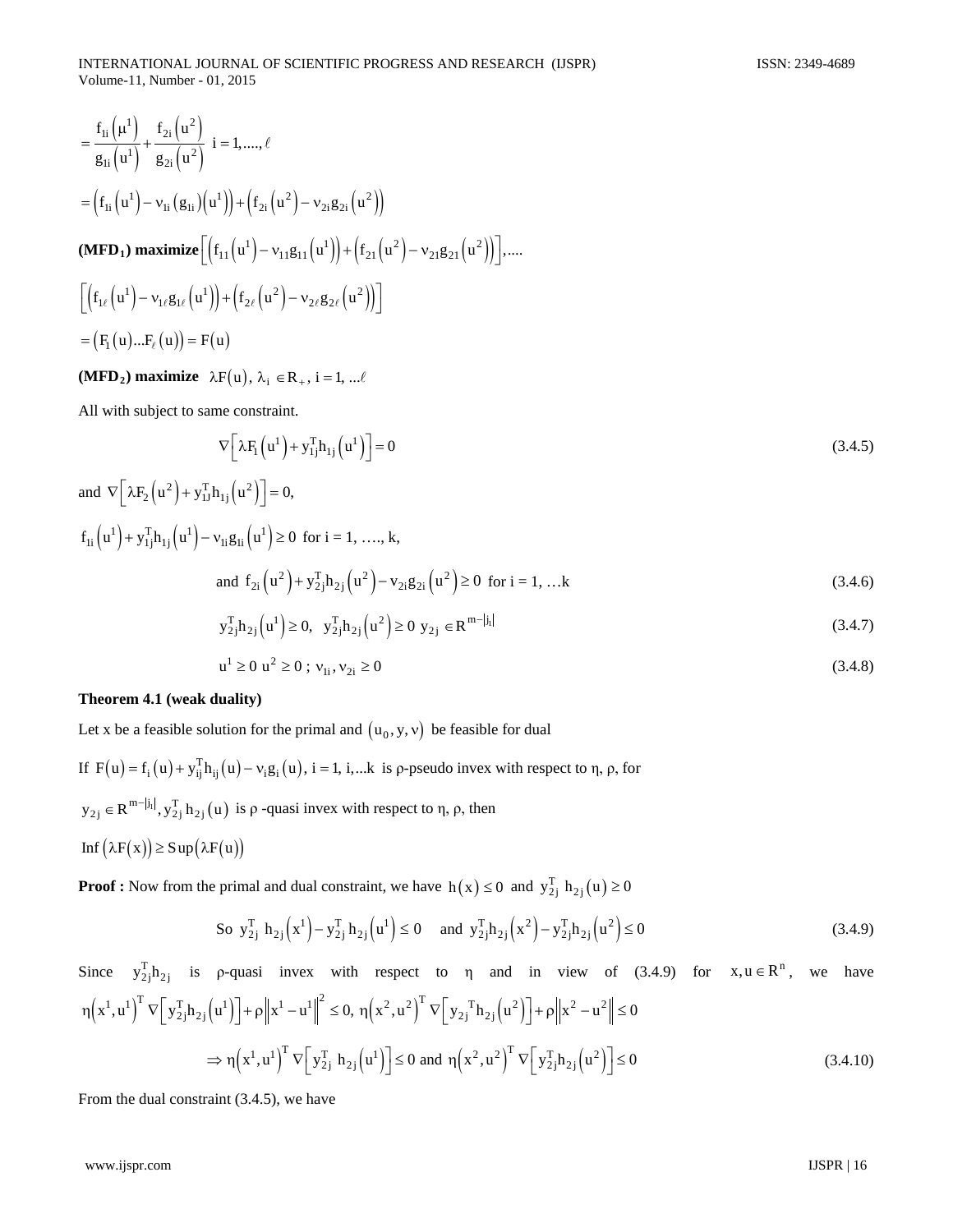$$= \frac{f_{1i}\left(\mu^1\right)}{g_{1i}\left(u^1\right)} + \frac{f_{2i}\left(u^2\right)}{g_{2i}\left(u^2\right)} \quad i = 1, \ldots, \ell$$

$$= \left(f_{1i}\left(u^1\right) - \nu_{1i}\left(g_{1i}\right)\left(u^1\right)\right) + \left(f_{2i}\left(u^2\right) - \nu_{2i} g_{2i}\left(u^2\right)\right)$$

**(MFD$_1$) maximize** $\left[\left(f_{11}\left(u^1\right) - \nu_{11} g_{11}\left(u^1\right)\right) + \left(f_{21}\left(u^2\right) - \nu_{21} g_{21}\left(u^2\right)\right)\right], \ldots.$

$$\left[\left(f_{1\ell}\left(u^1\right) - \nu_{1\ell} g_{1\ell}\left(u^1\right)\right) + \left(f_{2\ell}\left(u^2\right) - \nu_{2\ell} g_{2\ell}\left(u^2\right)\right)\right]$$

$$= \left(F_1(u) \ldots F_\ell(u)\right) = F(u)$$

**(MFD$_2$) maximize** $\lambda F(u),\ \lambda_i \in R_+,\ i = 1, \ldots \ell$

All with subject to same constraint.

$$\nabla\left[\lambda F_1\left(u^1\right) + y_{1j}^T h_{1j}\left(u^1\right)\right] = 0 \tag{3.4.5}$$

and $\nabla\left[\lambda F_2\left(u^2\right) + y_{1J}^T h_{1j}\left(u^2\right)\right] = 0,$

$f_{1i}\left(u^1\right) + y_{1j}^T h_{1j}\left(u^1\right) - \nu_{1i} g_{1i}\left(u^1\right) \geq 0$ for i = 1, …., k,

$$\text{and } f_{2i}\left(u^2\right) + y_{2j}^T h_{2j}\left(u^2\right) - \nu_{2i} g_{2i}\left(u^2\right) \geq 0 \text{ for i = 1, …k} \tag{3.4.6}$$

$$y_{2j}^T h_{2j}\left(u^1\right) \geq 0, \quad y_{2j}^T h_{2j}\left(u^2\right) \geq 0 \ \ y_{2j} \in R^{m-|j_1|} \tag{3.4.7}$$

$$u^1 \geq 0 \ u^2 \geq 0 \ ; \ \nu_{1i}, \nu_{2i} \geq 0 \tag{3.4.8}$$

**Theorem 4.1 (weak duality)**

Let x be a feasible solution for the primal and $\left(u_0, y, \nu\right)$ be feasible for dual

If $F(u) = f_i(u) + y_{ij}^T h_{ij}(u) - \nu_i g_i(u),\ i = 1, i, \ldots k$ is ρ-pseudo invex with respect to η, ρ, for

$y_{2j} \in R^{m-|j_1|}, y_{2j}^T h_{2j}(u)$ is ρ -quasi invex with respect to η, ρ, then

$\operatorname{Inf}\left(\lambda F(x)\right) \geq \operatorname{Sup}\left(\lambda F(u)\right)$

**Proof :** Now from the primal and dual constraint, we have $h(x) \leq 0$ and $y_{2j}^T\ h_{2j}(u) \geq 0$

$$\text{So } y_{2j}^T\ h_{2j}\left(x^1\right) - y_{2j}^T h_{2j}\left(u^1\right) \leq 0 \quad \text{and } y_{2j}^T h_{2j}\left(x^2\right) - y_{2j}^T h_{2j}\left(u^2\right) \leq 0 \tag{3.4.9}$$

Since $y_{2j}^T h_{2j}$ is ρ-quasi invex with respect to η and in view of (3.4.9) for $x, u \in R^n$, we have

$$\eta\left(x^1, u^1\right)^T \nabla\left[y_{2j}^T h_{2j}\left(u^1\right)\right] + \rho\left\|x^1 - u^1\right\|^2 \leq 0,\ \eta\left(x^2, u^2\right)^T \nabla\left[y_{2j}{}^T h_{2j}\left(u^2\right)\right] + \rho\left\|x^2 - u^2\right\| \leq 0$$

$$\Rightarrow \eta\left(x^1, u^1\right)^T \nabla\left[y_{2j}^T\ h_{2j}\left(u^1\right)\right] \leq 0 \text{ and } \eta\left(x^2, u^2\right)^T \nabla\left[y_{2j}^T h_{2j}\left(u^2\right)\right] \leq 0 \tag{3.4.10}$$

From the dual constraint (3.4.5), we have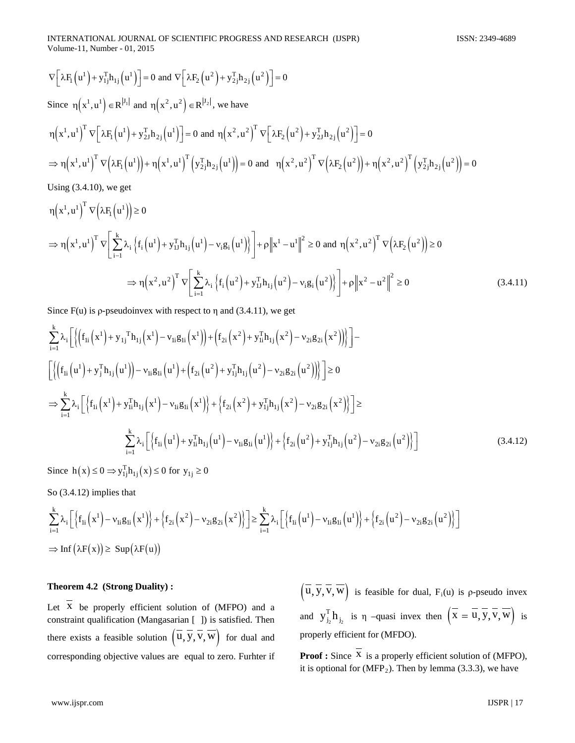$$\nabla\left[\lambda F_1\left(u^1\right)+y_{1j}^T h_{1j}\left(u^1\right)\right]=0 \text{ and } \nabla\left[\lambda F_2\left(u^2\right)+y_{2j}^T h_{2j}\left(u^2\right)\right]=0$$

Since $\eta\left(x^1,u^1\right)\in R^{|J_1|}$ and $\eta\left(x^2,u^2\right)\in R^{|J_2|}$, we have

$$\eta\left(x^1,u^1\right)^T\nabla\left[\lambda F_1\left(u^1\right)+y_{2J}^T h_{2j}\left(u^1\right)\right]=0 \text{ and } \eta\left(x^2,u^2\right)^T\nabla\left[\lambda F_2\left(u^2\right)+y_{2J}^T h_{2j}\left(u^2\right)\right]=0$$

$$\Rightarrow \eta\left(x^1,u^1\right)^T\nabla\left(\lambda F_1\left(u^1\right)\right)+\eta\left(x^1,u^1\right)^T\left(y_{2j}^T h_{2j}\left(u^1\right)\right)=0 \text{ and } \eta\left(x^2,u^2\right)^T\nabla\left(\lambda F_2\left(u^2\right)\right)+\eta\left(x^2,u^2\right)^T\left(y_{2j}^T h_{2j}\left(u^2\right)\right)=0$$

Using (3.4.10), we get

$$\eta\left(x^1,u^1\right)^T\nabla\left(\lambda F_1\left(u^1\right)\right)\geq 0$$

$$\Rightarrow \eta\left(x^1,u^1\right)^T\nabla\left[\sum_{i=1}^{k}\lambda_i\left\{f_i\left(u^1\right)+y_{1J}^T h_{1j}\left(u^1\right)-\nu_i g_i\left(u^1\right)\right\}\right]+\rho\left\|x^1-u^1\right\|^2\geq 0 \text{ and } \eta\left(x^2,u^2\right)^T\nabla\left(\lambda F_2\left(u^2\right)\right)\geq 0$$

$$\Rightarrow \eta\left(x^2,u^2\right)^T\nabla\left[\sum_{i=1}^{k}\lambda_i\left\{f_i\left(u^2\right)+y_{1J}^T h_{1j}\left(u^2\right)-\nu_i g_i\left(u^2\right)\right\}\right]+\rho\left\|x^2-u^2\right\|^2\geq 0 \qquad (3.4.11)$$

Since F(u) is ρ-pseudoinvex with respect to η and (3.4.11), we get

$$\sum_{i=1}^{k}\lambda_i\left[\left\{\left(f_{1i}\left(x^1\right)+y_{1j}{}^T h_{1j}\left(x^1\right)-\nu_{1i}g_{1i}\left(x^1\right)\right)+\left(f_{2i}\left(x^2\right)+y_{1i}^T h_{1j}\left(x^2\right)-\nu_{2i}g_{2i}\left(x^2\right)\right)\right\}\right]-$$

$$\left[\left\{\left(f_{1i}\left(u^1\right)+y_j^T h_{1j}\left(u^1\right)\right)-\nu_{1i}g_{1i}\left(u^1\right)+\left(f_{2i}\left(u^2\right)+y_{1j}^T h_{1j}\left(u^2\right)-\nu_{2i}g_{2i}\left(u^2\right)\right)\right\}\right]\geq 0$$

$$\Rightarrow \sum_{i=1}^{k}\lambda_i\left[\left\{f_{1i}\left(x^1\right)+y_{1i}^T h_{1j}\left(x^1\right)-\nu_{1i}g_{1i}\left(x^1\right)\right\}+\left\{f_{2i}\left(x^2\right)+y_{1j}^T h_{1j}\left(x^2\right)-\nu_{2i}g_{2i}\left(x^2\right)\right\}\right]\geq$$

$$\sum_{i=1}^{k}\lambda_i\left[\left\{f_{1i}\left(u^1\right)+y_{1i}^T h_{1j}\left(u^1\right)-\nu_{1i}g_{1i}\left(u^1\right)\right\}+\left\{f_{2i}\left(u^2\right)+y_{1j}^T h_{1j}\left(u^2\right)-\nu_{2i}g_{2i}\left(u^2\right)\right\}\right] \qquad (3.4.12)$$

Since $h(x)\leq 0 \Rightarrow y_{1j}^T h_{1j}(x)\leq 0$ for $y_{1j}\geq 0$

So (3.4.12) implies that

$$\sum_{i=1}^{k}\lambda_i\left[\left\{f_{1i}\left(x^1\right)-\nu_{1i}g_{1i}\left(x^1\right)\right\}+\left\{f_{2i}\left(x^2\right)-\nu_{2i}g_{2i}\left(x^2\right)\right\}\right]\geq\sum_{i=1}^{k}\lambda_i\left[\left\{f_{1i}\left(u^1\right)-\nu_{1i}g_{1i}\left(u^1\right)\right\}+\left\{f_{2i}\left(u^2\right)-\nu_{2i}g_{2i}\left(u^2\right)\right\}\right]$$

$$\Rightarrow \operatorname{Inf}\left(\lambda F(x)\right)\geq \operatorname{Sup}\left(\lambda F(u)\right)$$

**Theorem 4.2 (Strong Duality) :**

Let $\overline{x}$ be properly efficient solution of (MFPO) and a constraint qualification (Mangasarian [ ]) is satisfied. Then there exists a feasible solution $\left(\overline{u},\overline{y},\overline{v},\overline{w}\right)$ for dual and corresponding objective values are equal to zero. Furhter if $\left(\overline{u},\overline{y},\overline{v},\overline{w}\right)$ is feasible for dual, $F_i(u)$ is ρ-pseudo invex and $y_{j_2}^T h_{j_2}$ is η –quasi invex then $\left(\overline{x}=\overline{u},\overline{y},\overline{v},\overline{w}\right)$ is properly efficient for (MFDO).

**Proof :** Since $\overline{x}$ is a properly efficient solution of (MFPO), it is optional for ($MFP_2$). Then by lemma (3.3.3), we have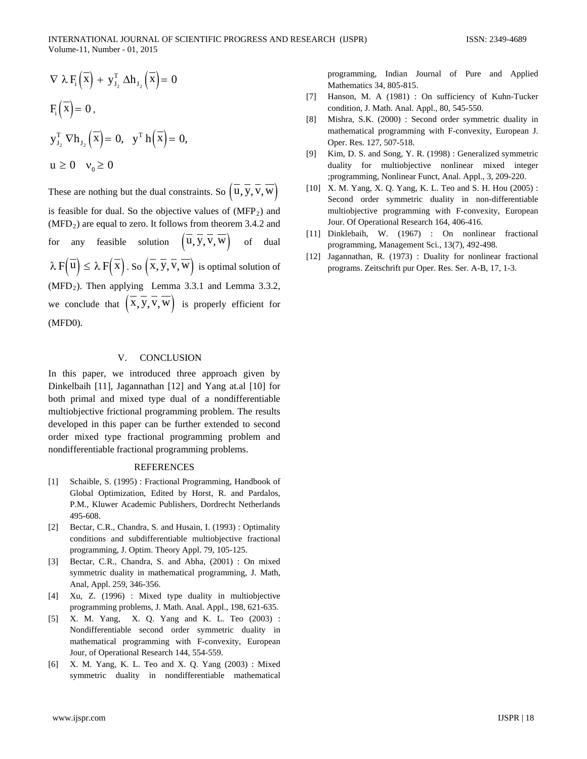$$\nabla \lambda F_i(\bar{x}) + y_{J_2}^T \Delta h_{J_2}(\bar{x}) = 0$$

$$F_i(\bar{x}) = 0,$$

$$y_{J_2}^T \nabla h_{J_2}(\bar{x}) = 0, \quad y^T h(\bar{x}) = 0,$$

$$u \geq 0 \quad \nu_0 \geq 0$$

These are nothing but the dual constraints. So $(\bar{u}, \bar{y}, \bar{v}, \bar{w})$ is feasible for dual. So the objective values of ($MFP_2$) and ($MFD_2$) are equal to zero. It follows from theorem 3.4.2 and for any feasible solution $(\bar{u}, \bar{y}, \bar{v}, \bar{w})$ of dual $\lambda F(\bar{u}) \leq \lambda F(\bar{x})$. So $(\bar{x}, \bar{y}, \bar{v}, \bar{w})$ is optimal solution of ($MFD_2$). Then applying Lemma 3.3.1 and Lemma 3.3.2, we conclude that $(\bar{x}, \bar{y}, \bar{v}, \bar{w})$ is properly efficient for (MFD0).

## V. CONCLUSION

In this paper, we introduced three approach given by Dinkelbaih [11], Jagannathan [12] and Yang at.al [10] for both primal and mixed type dual of a nondifferentiable multiobjective frictional programming problem. The results developed in this paper can be further extended to second order mixed type fractional programming problem and nondifferentiable fractional programming problems.

## REFERENCES

[1] Schaible, S. (1995) : Fractional Programming, Handbook of Global Optimization, Edited by Horst, R. and Pardalos, P.M., Kluwer Academic Publishers, Dordrecht Netherlands 495-608.

[2] Bectar, C.R., Chandra, S. and Husain, I. (1993) : Optimality conditions and subdifferentiable multiobjective fractional programming, J. Optim. Theory Appl. 79, 105-125.

[3] Bectar, C.R., Chandra, S. and Abha, (2001) : On mixed symmetric duality in mathematical programming, J. Math, Anal, Appl. 259, 346-356.

[4] Xu, Z. (1996) : Mixed type duality in multiobjective programming problems, J. Math. Anal. Appl., 198, 621-635.

[5] X. M. Yang, X. Q. Yang and K. L. Teo (2003) : Nondifferentiable second order symmetric duality in mathematical programming with F-convexity, European Jour, of Operational Research 144, 554-559.

[6] X. M. Yang, K. L. Teo and X. Q. Yang (2003) : Mixed symmetric duality in nondifferentiable mathematical programming, Indian Journal of Pure and Applied Mathematics 34, 805-815.

[7] Hanson, M. A (1981) : On sufficiency of Kuhn-Tucker condition, J. Math. Anal. Appl., 80, 545-550.

[8] Mishra, S.K. (2000) : Second order symmetric duality in mathematical programming with F-convexity, European J. Oper. Res. 127, 507-518.

[9] Kim, D. S. and Song, Y. R. (1998) : Generalized symmetric duality for multiobjective nonlinear mixed integer ;programming, Nonlinear Funct, Anal. Appl., 3, 209-220.

[10] X. M. Yang, X. Q. Yang, K. L. Teo and S. H. Hou (2005) : Second order symmetric duality in non-differentiable multiobjective programming with F-convexity, European Jour. Of Operational Research 164, 406-416.

[11] Dinklebaih, W. (1967) : On nonlinear fractional programming, Management Sci., 13(7), 492-498.

[12] Jagannathan, R. (1973) : Duality for nonlinear fractional programs. Zeitschrift pur Oper. Res. Ser. A-B, 17, 1-3.